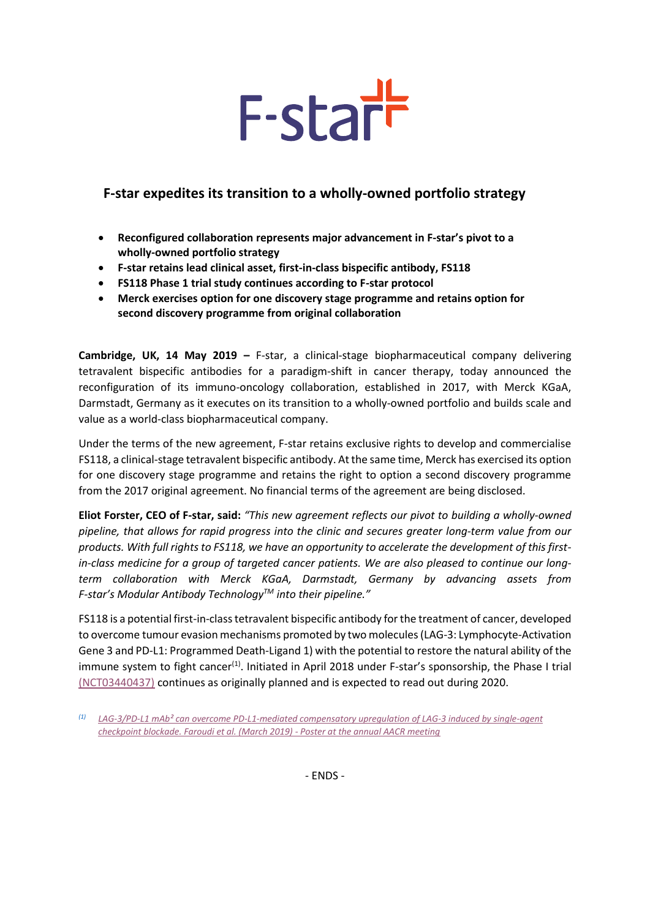F-star

# F-star expedites its transition to a wholly-owned portfolio strategy

- **Reconfigured collaboration represents major advancement in F-star's pivot to a wholly-owned portfolio strategy**
- **F-star retains lead clinical asset, first-in-class bispecific antibody, FS118**
- **FS118 Phase 1 trial study continues according to F-star protocol**
- **Merck exercises option for one discovery stage programme and retains option for second discovery programme from original collaboration**

**Cambridge, UK, 14 May 2019 –** F-star, a clinical-stage biopharmaceutical company delivering tetravalent bispecific antibodies for a paradigm-shift in cancer therapy, today announced the reconfiguration of its immuno-oncology collaboration, established in 2017, with Merck KGaA, Darmstadt, Germany as it executes on its transition to a wholly-owned portfolio and builds scale and value as a world-class biopharmaceutical company.

Under the terms of the new agreement, F-star retains exclusive rights to develop and commercialise FS118, a clinical-stage tetravalent bispecific antibody. At the same time, Merck has exercised its option for one discovery stage programme and retains the right to option a second discovery programme from the 2017 original agreement. No financial terms of the agreement are being disclosed.

**Eliot Forster, CEO of F-star, said:** *"This new agreement reflects our pivot to building a wholly-owned pipeline, that allows for rapid progress into the clinic and secures greater long-term value from our products. With full rights to FS118, we have an opportunity to accelerate the development of this first-in-class medicine for a group of targeted cancer patients. We are also pleased to continue our long-term collaboration with Merck KGaA, Darmstadt, Germany by advancing assets from F-star's Modular Antibody Technology™ into their pipeline."*

FS118 is a potential first-in-class tetravalent bispecific antibody for the treatment of cancer, developed to overcome tumour evasion mechanisms promoted by two molecules (LAG-3: Lymphocyte-Activation Gene 3 and PD-L1: Programmed Death-Ligand 1) with the potential to restore the natural ability of the immune system to fight cancer[1]. Initiated in April 2018 under F-star's sponsorship, the Phase I trial (NCT03440437) continues as originally planned and is expected to read out during 2020.

[1] *LAG-3/PD-L1 mAb² can overcome PD-L1-mediated compensatory upregulation of LAG-3 induced by single-agent checkpoint blockade. Faroudi et al. (March 2019) - Poster at the annual AACR meeting*

- ENDS -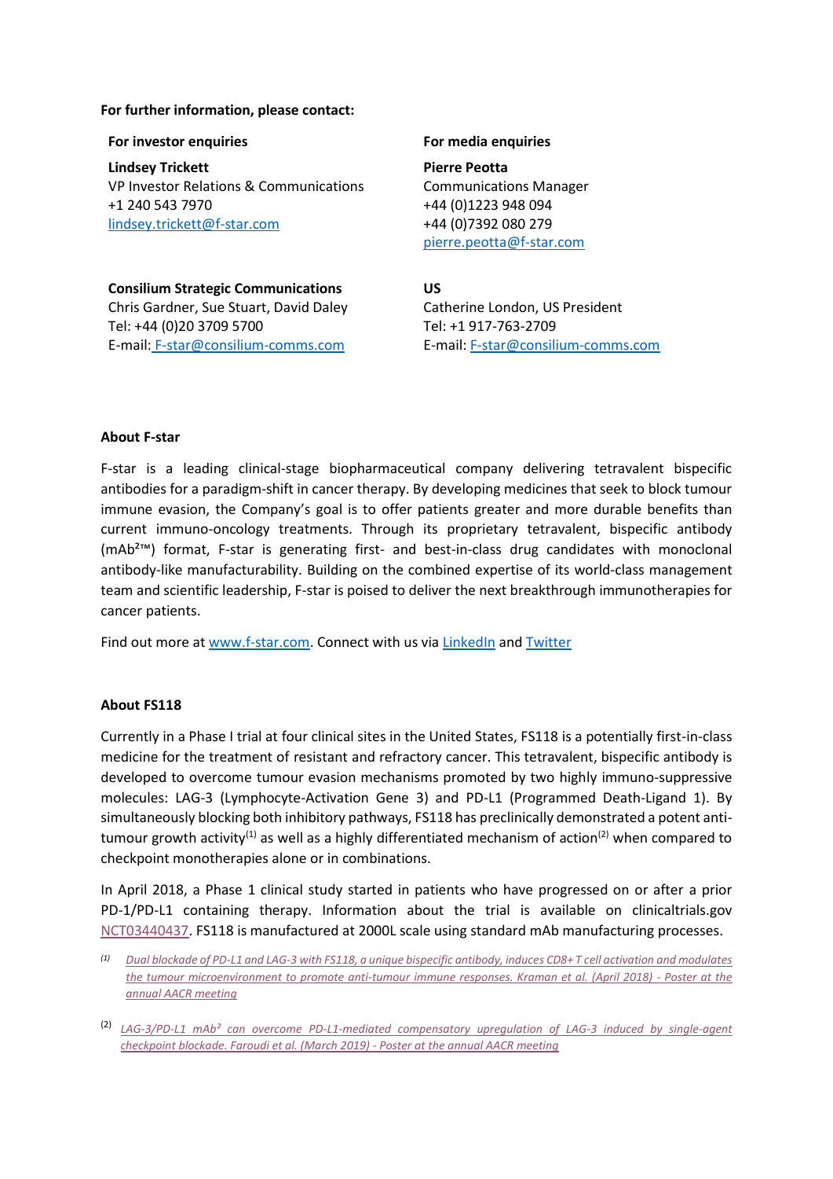**For further information, please contact:**

**For investor enquiries**

**Lindsey Trickett**
VP Investor Relations & Communications
+1 240 543 7970
lindsey.trickett@f-star.com

**Consilium Strategic Communications**
Chris Gardner, Sue Stuart, David Daley
Tel: +44 (0)20 3709 5700
E-mail: F-star@consilium-comms.com

**For media enquiries**

**Pierre Peotta**
Communications Manager
+44 (0)1223 948 094
+44 (0)7392 080 279
pierre.peotta@f-star.com

**US**
Catherine London, US President
Tel: +1 917-763-2709
E-mail: F-star@consilium-comms.com

**About F-star**

F-star is a leading clinical-stage biopharmaceutical company delivering tetravalent bispecific antibodies for a paradigm-shift in cancer therapy. By developing medicines that seek to block tumour immune evasion, the Company's goal is to offer patients greater and more durable benefits than current immuno-oncology treatments. Through its proprietary tetravalent, bispecific antibody (mAb²™) format, F-star is generating first- and best-in-class drug candidates with monoclonal antibody-like manufacturability. Building on the combined expertise of its world-class management team and scientific leadership, F-star is poised to deliver the next breakthrough immunotherapies for cancer patients.

Find out more at www.f-star.com. Connect with us via LinkedIn and Twitter

**About FS118**

Currently in a Phase I trial at four clinical sites in the United States, FS118 is a potentially first-in-class medicine for the treatment of resistant and refractory cancer. This tetravalent, bispecific antibody is developed to overcome tumour evasion mechanisms promoted by two highly immuno-suppressive molecules: LAG-3 (Lymphocyte-Activation Gene 3) and PD-L1 (Programmed Death-Ligand 1). By simultaneously blocking both inhibitory pathways, FS118 has preclinically demonstrated a potent anti-tumour growth activity[1] as well as a highly differentiated mechanism of action[2] when compared to checkpoint monotherapies alone or in combinations.

In April 2018, a Phase 1 clinical study started in patients who have progressed on or after a prior PD-1/PD-L1 containing therapy. Information about the trial is available on clinicaltrials.gov NCT03440437. FS118 is manufactured at 2000L scale using standard mAb manufacturing processes.

(1) *Dual blockade of PD-L1 and LAG-3 with FS118, a unique bispecific antibody, induces CD8+ T cell activation and modulates the tumour microenvironment to promote anti-tumour immune responses. Kraman et al. (April 2018) - Poster at the annual AACR meeting*

(2) *LAG-3/PD-L1 mAb² can overcome PD-L1-mediated compensatory upregulation of LAG-3 induced by single-agent checkpoint blockade. Faroudi et al. (March 2019) - Poster at the annual AACR meeting*